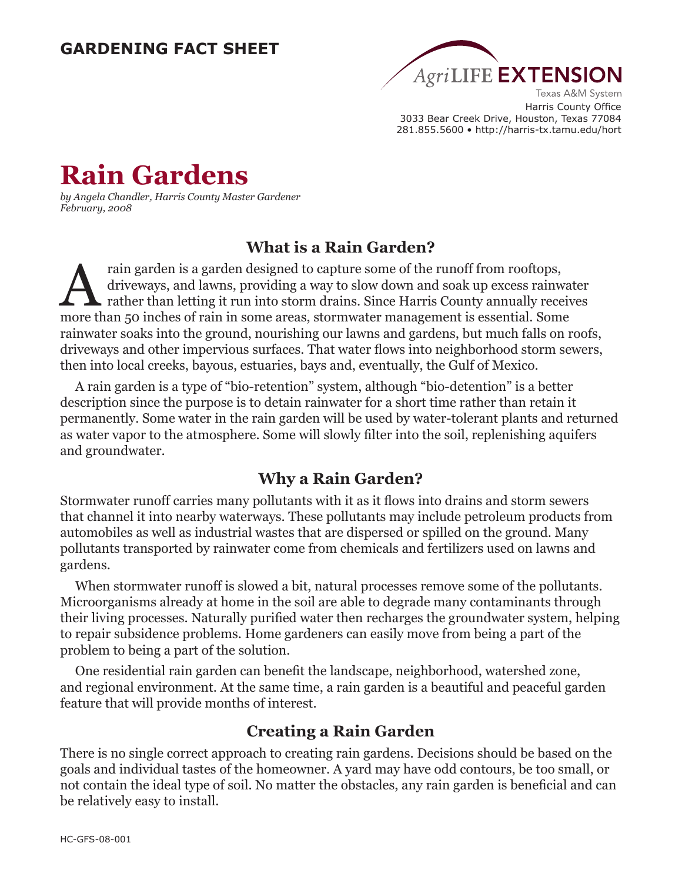**GARDENING FACT SHEET**

AgriLIFE EXTENSION
Texas A&M System
Harris County Office
3033 Bear Creek Drive, Houston, Texas 77084
281.855.5600 • http://harris-tx.tamu.edu/hort

# Rain Gardens

*by Angela Chandler, Harris County Master Gardener*
*February, 2008*

## What is a Rain Garden?

A rain garden is a garden designed to capture some of the runoff from rooftops, driveways, and lawns, providing a way to slow down and soak up excess rainwater rather than letting it run into storm drains. Since Harris County annually receives more than 50 inches of rain in some areas, stormwater management is essential. Some rainwater soaks into the ground, nourishing our lawns and gardens, but much falls on roofs, driveways and other impervious surfaces. That water flows into neighborhood storm sewers, then into local creeks, bayous, estuaries, bays and, eventually, the Gulf of Mexico.

A rain garden is a type of "bio-retention" system, although "bio-detention" is a better description since the purpose is to detain rainwater for a short time rather than retain it permanently. Some water in the rain garden will be used by water-tolerant plants and returned as water vapor to the atmosphere. Some will slowly filter into the soil, replenishing aquifers and groundwater.

## Why a Rain Garden?

Stormwater runoff carries many pollutants with it as it flows into drains and storm sewers that channel it into nearby waterways. These pollutants may include petroleum products from automobiles as well as industrial wastes that are dispersed or spilled on the ground. Many pollutants transported by rainwater come from chemicals and fertilizers used on lawns and gardens.

When stormwater runoff is slowed a bit, natural processes remove some of the pollutants. Microorganisms already at home in the soil are able to degrade many contaminants through their living processes. Naturally purified water then recharges the groundwater system, helping to repair subsidence problems. Home gardeners can easily move from being a part of the problem to being a part of the solution.

One residential rain garden can benefit the landscape, neighborhood, watershed zone, and regional environment. At the same time, a rain garden is a beautiful and peaceful garden feature that will provide months of interest.

## Creating a Rain Garden

There is no single correct approach to creating rain gardens. Decisions should be based on the goals and individual tastes of the homeowner. A yard may have odd contours, be too small, or not contain the ideal type of soil. No matter the obstacles, any rain garden is beneficial and can be relatively easy to install.

HC-GFS-08-001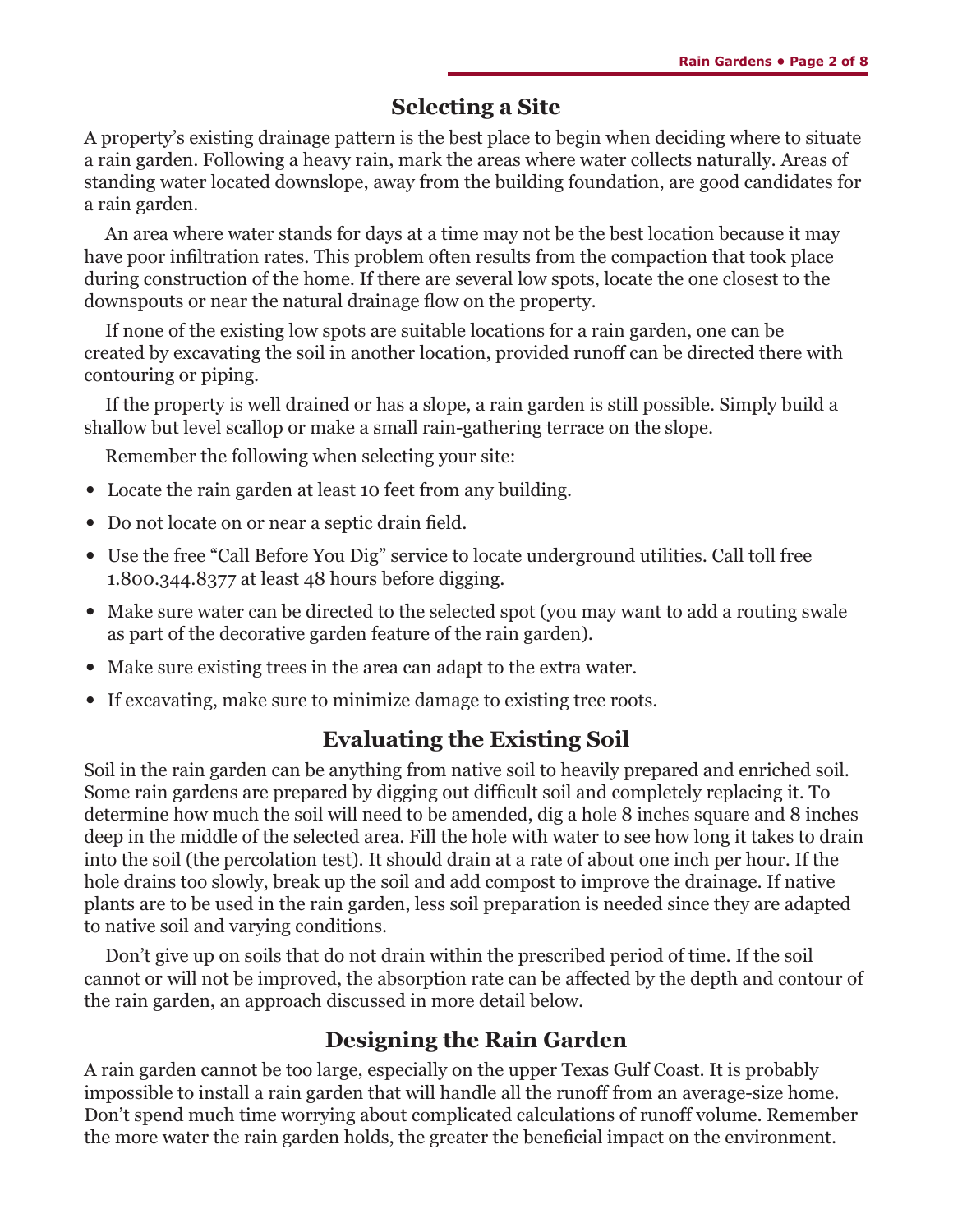## Selecting a Site

A property's existing drainage pattern is the best place to begin when deciding where to situate a rain garden. Following a heavy rain, mark the areas where water collects naturally. Areas of standing water located downslope, away from the building foundation, are good candidates for a rain garden.

An area where water stands for days at a time may not be the best location because it may have poor infiltration rates. This problem often results from the compaction that took place during construction of the home. If there are several low spots, locate the one closest to the downspouts or near the natural drainage flow on the property.

If none of the existing low spots are suitable locations for a rain garden, one can be created by excavating the soil in another location, provided runoff can be directed there with contouring or piping.

If the property is well drained or has a slope, a rain garden is still possible. Simply build a shallow but level scallop or make a small rain-gathering terrace on the slope.

Remember the following when selecting your site:

- Locate the rain garden at least 10 feet from any building.
- Do not locate on or near a septic drain field.
- Use the free "Call Before You Dig" service to locate underground utilities. Call toll free 1.800.344.8377 at least 48 hours before digging.
- Make sure water can be directed to the selected spot (you may want to add a routing swale as part of the decorative garden feature of the rain garden).
- Make sure existing trees in the area can adapt to the extra water.
- If excavating, make sure to minimize damage to existing tree roots.

## Evaluating the Existing Soil

Soil in the rain garden can be anything from native soil to heavily prepared and enriched soil. Some rain gardens are prepared by digging out difficult soil and completely replacing it. To determine how much the soil will need to be amended, dig a hole 8 inches square and 8 inches deep in the middle of the selected area. Fill the hole with water to see how long it takes to drain into the soil (the percolation test). It should drain at a rate of about one inch per hour. If the hole drains too slowly, break up the soil and add compost to improve the drainage. If native plants are to be used in the rain garden, less soil preparation is needed since they are adapted to native soil and varying conditions.

Don't give up on soils that do not drain within the prescribed period of time. If the soil cannot or will not be improved, the absorption rate can be affected by the depth and contour of the rain garden, an approach discussed in more detail below.

## Designing the Rain Garden

A rain garden cannot be too large, especially on the upper Texas Gulf Coast. It is probably impossible to install a rain garden that will handle all the runoff from an average-size home. Don't spend much time worrying about complicated calculations of runoff volume. Remember the more water the rain garden holds, the greater the beneficial impact on the environment.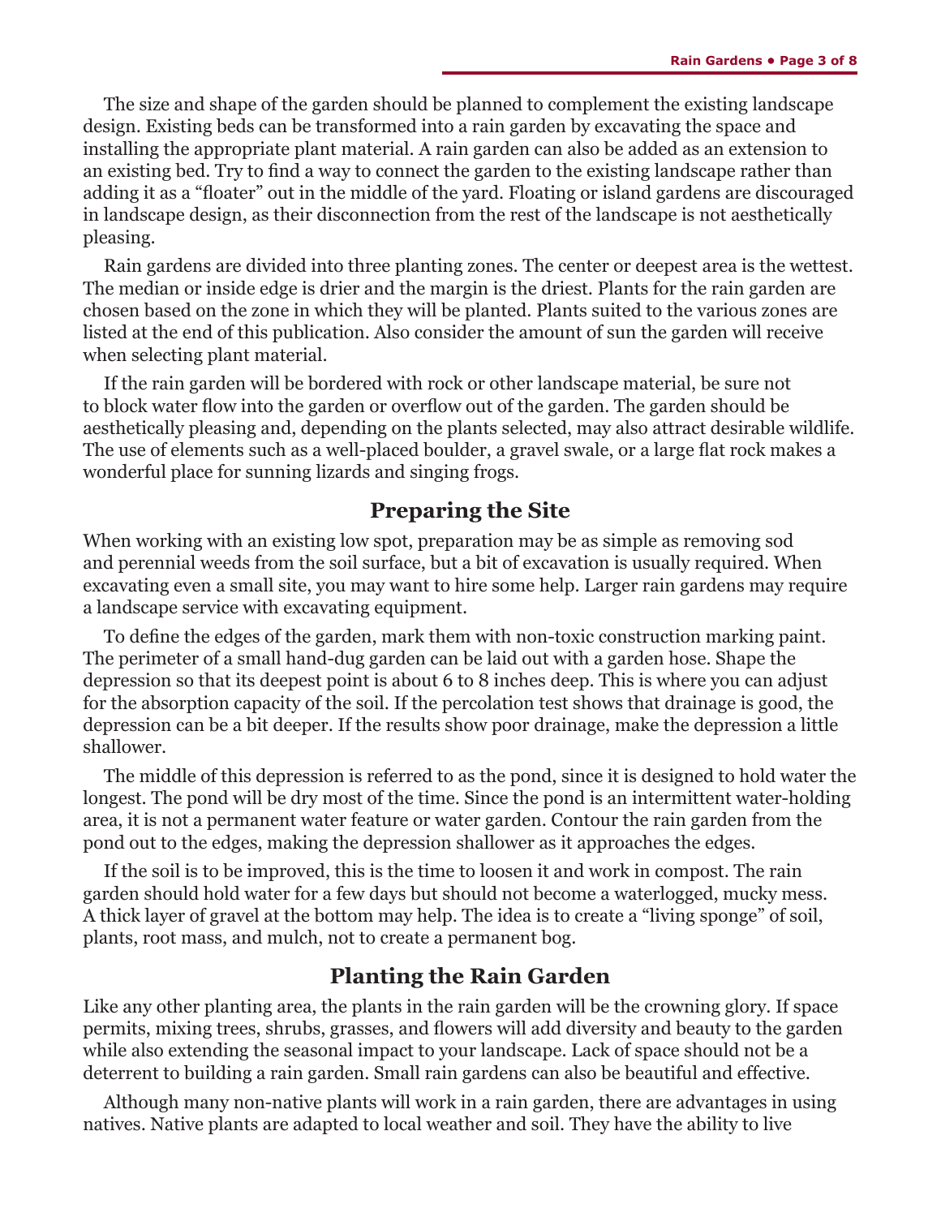The size and shape of the garden should be planned to complement the existing landscape design. Existing beds can be transformed into a rain garden by excavating the space and installing the appropriate plant material. A rain garden can also be added as an extension to an existing bed. Try to find a way to connect the garden to the existing landscape rather than adding it as a "floater" out in the middle of the yard. Floating or island gardens are discouraged in landscape design, as their disconnection from the rest of the landscape is not aesthetically pleasing.

Rain gardens are divided into three planting zones. The center or deepest area is the wettest. The median or inside edge is drier and the margin is the driest. Plants for the rain garden are chosen based on the zone in which they will be planted. Plants suited to the various zones are listed at the end of this publication. Also consider the amount of sun the garden will receive when selecting plant material.

If the rain garden will be bordered with rock or other landscape material, be sure not to block water flow into the garden or overflow out of the garden. The garden should be aesthetically pleasing and, depending on the plants selected, may also attract desirable wildlife. The use of elements such as a well-placed boulder, a gravel swale, or a large flat rock makes a wonderful place for sunning lizards and singing frogs.

## Preparing the Site

When working with an existing low spot, preparation may be as simple as removing sod and perennial weeds from the soil surface, but a bit of excavation is usually required. When excavating even a small site, you may want to hire some help. Larger rain gardens may require a landscape service with excavating equipment.

To define the edges of the garden, mark them with non-toxic construction marking paint. The perimeter of a small hand-dug garden can be laid out with a garden hose. Shape the depression so that its deepest point is about 6 to 8 inches deep. This is where you can adjust for the absorption capacity of the soil. If the percolation test shows that drainage is good, the depression can be a bit deeper. If the results show poor drainage, make the depression a little shallower.

The middle of this depression is referred to as the pond, since it is designed to hold water the longest. The pond will be dry most of the time. Since the pond is an intermittent water-holding area, it is not a permanent water feature or water garden. Contour the rain garden from the pond out to the edges, making the depression shallower as it approaches the edges.

If the soil is to be improved, this is the time to loosen it and work in compost. The rain garden should hold water for a few days but should not become a waterlogged, mucky mess. A thick layer of gravel at the bottom may help. The idea is to create a "living sponge" of soil, plants, root mass, and mulch, not to create a permanent bog.

## Planting the Rain Garden

Like any other planting area, the plants in the rain garden will be the crowning glory. If space permits, mixing trees, shrubs, grasses, and flowers will add diversity and beauty to the garden while also extending the seasonal impact to your landscape. Lack of space should not be a deterrent to building a rain garden. Small rain gardens can also be beautiful and effective.

Although many non-native plants will work in a rain garden, there are advantages in using natives. Native plants are adapted to local weather and soil. They have the ability to live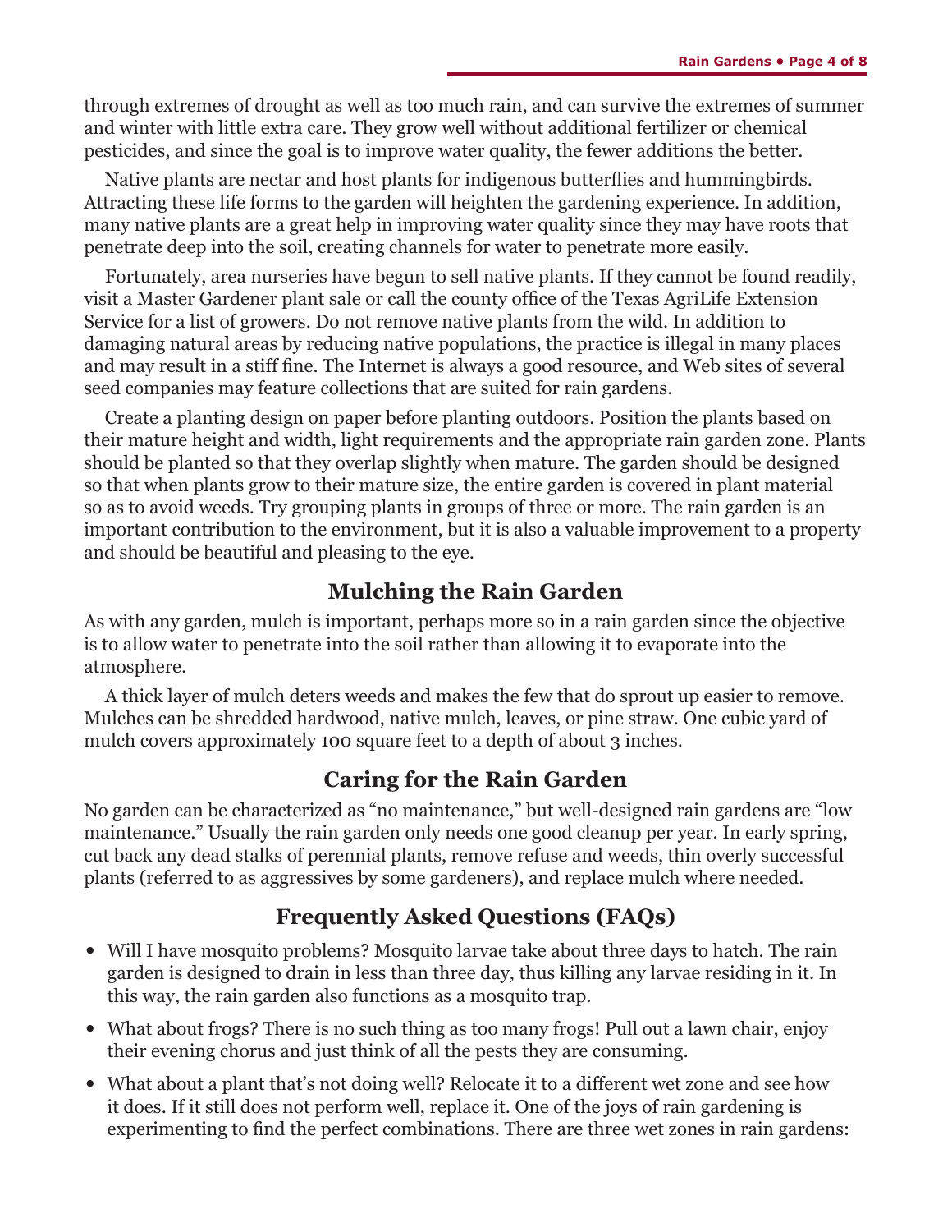through extremes of drought as well as too much rain, and can survive the extremes of summer and winter with little extra care. They grow well without additional fertilizer or chemical pesticides, and since the goal is to improve water quality, the fewer additions the better.

Native plants are nectar and host plants for indigenous butterflies and hummingbirds. Attracting these life forms to the garden will heighten the gardening experience. In addition, many native plants are a great help in improving water quality since they may have roots that penetrate deep into the soil, creating channels for water to penetrate more easily.

Fortunately, area nurseries have begun to sell native plants. If they cannot be found readily, visit a Master Gardener plant sale or call the county office of the Texas AgriLife Extension Service for a list of growers. Do not remove native plants from the wild. In addition to damaging natural areas by reducing native populations, the practice is illegal in many places and may result in a stiff fine. The Internet is always a good resource, and Web sites of several seed companies may feature collections that are suited for rain gardens.

Create a planting design on paper before planting outdoors. Position the plants based on their mature height and width, light requirements and the appropriate rain garden zone. Plants should be planted so that they overlap slightly when mature. The garden should be designed so that when plants grow to their mature size, the entire garden is covered in plant material so as to avoid weeds. Try grouping plants in groups of three or more. The rain garden is an important contribution to the environment, but it is also a valuable improvement to a property and should be beautiful and pleasing to the eye.

## Mulching the Rain Garden

As with any garden, mulch is important, perhaps more so in a rain garden since the objective is to allow water to penetrate into the soil rather than allowing it to evaporate into the atmosphere.

A thick layer of mulch deters weeds and makes the few that do sprout up easier to remove. Mulches can be shredded hardwood, native mulch, leaves, or pine straw. One cubic yard of mulch covers approximately 100 square feet to a depth of about 3 inches.

## Caring for the Rain Garden

No garden can be characterized as "no maintenance," but well-designed rain gardens are "low maintenance." Usually the rain garden only needs one good cleanup per year. In early spring, cut back any dead stalks of perennial plants, remove refuse and weeds, thin overly successful plants (referred to as aggressives by some gardeners), and replace mulch where needed.

## Frequently Asked Questions (FAQs)

- Will I have mosquito problems? Mosquito larvae take about three days to hatch. The rain garden is designed to drain in less than three day, thus killing any larvae residing in it. In this way, the rain garden also functions as a mosquito trap.
- What about frogs? There is no such thing as too many frogs! Pull out a lawn chair, enjoy their evening chorus and just think of all the pests they are consuming.
- What about a plant that's not doing well? Relocate it to a different wet zone and see how it does. If it still does not perform well, replace it. One of the joys of rain gardening is experimenting to find the perfect combinations. There are three wet zones in rain gardens: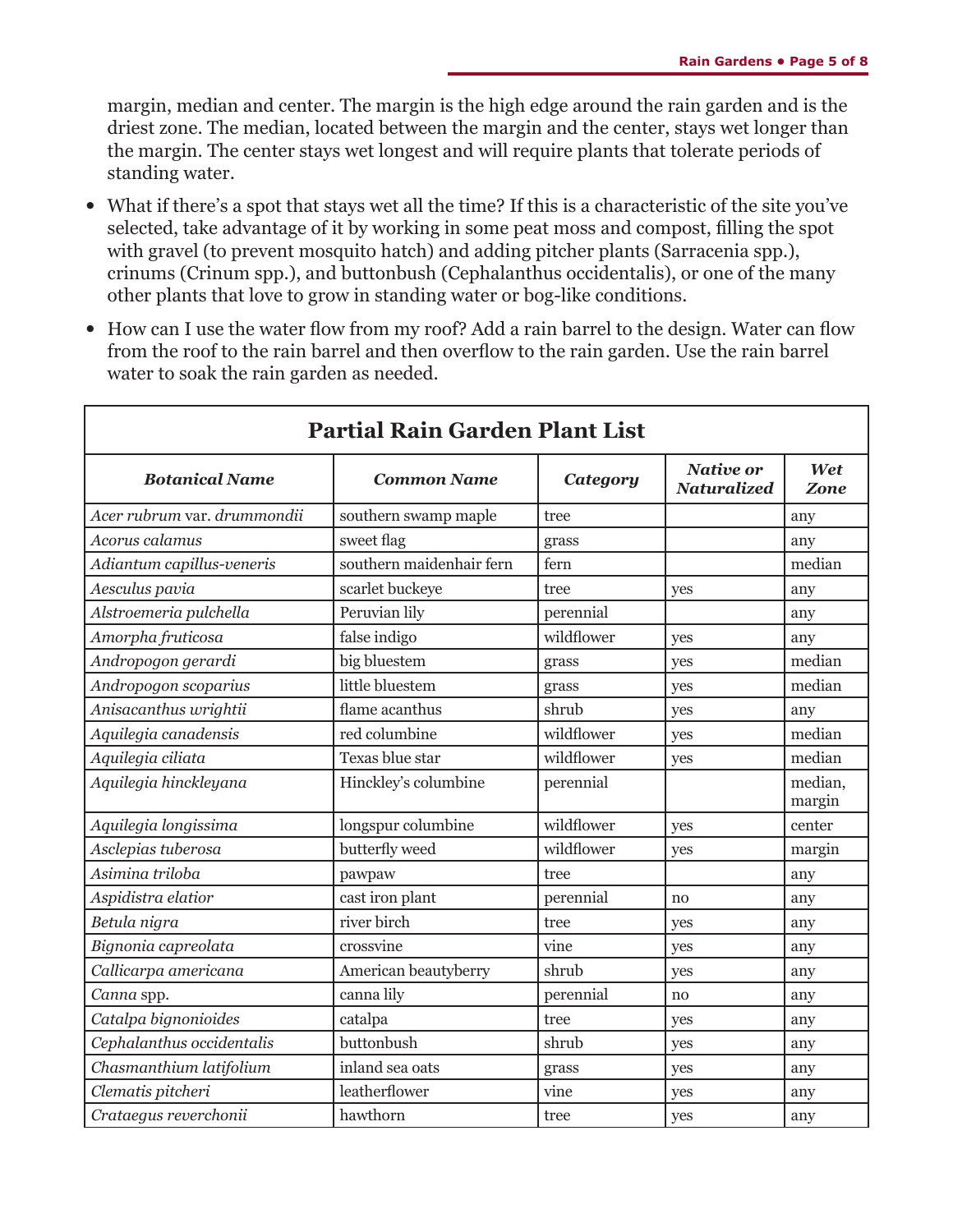margin, median and center. The margin is the high edge around the rain garden and is the driest zone. The median, located between the margin and the center, stays wet longer than the margin. The center stays wet longest and will require plants that tolerate periods of standing water.

- What if there's a spot that stays wet all the time? If this is a characteristic of the site you've selected, take advantage of it by working in some peat moss and compost, filling the spot with gravel (to prevent mosquito hatch) and adding pitcher plants (Sarracenia spp.), crinums (Crinum spp.), and buttonbush (Cephalanthus occidentalis), or one of the many other plants that love to grow in standing water or bog-like conditions.
- How can I use the water flow from my roof? Add a rain barrel to the design. Water can flow from the roof to the rain barrel and then overflow to the rain garden. Use the rain barrel water to soak the rain garden as needed.

## Partial Rain Garden Plant List

| *Botanical Name* | *Common Name* | *Category* | *Native or Naturalized* | *Wet Zone* |
|---|---|---|---|---|
| *Acer rubrum* var. *drummondii* | southern swamp maple | tree | | any |
| *Acorus calamus* | sweet flag | grass | | any |
| *Adiantum capillus-veneris* | southern maidenhair fern | fern | | median |
| *Aesculus pavia* | scarlet buckeye | tree | yes | any |
| *Alstroemeria pulchella* | Peruvian lily | perennial | | any |
| *Amorpha fruticosa* | false indigo | wildflower | yes | any |
| *Andropogon gerardi* | big bluestem | grass | yes | median |
| *Andropogon scoparius* | little bluestem | grass | yes | median |
| *Anisacanthus wrightii* | flame acanthus | shrub | yes | any |
| *Aquilegia canadensis* | red columbine | wildflower | yes | median |
| *Aquilegia ciliata* | Texas blue star | wildflower | yes | median |
| *Aquilegia hinckleyana* | Hinckley's columbine | perennial | | median, margin |
| *Aquilegia longissima* | longspur columbine | wildflower | yes | center |
| *Asclepias tuberosa* | butterfly weed | wildflower | yes | margin |
| *Asimina triloba* | pawpaw | tree | | any |
| *Aspidistra elatior* | cast iron plant | perennial | no | any |
| *Betula nigra* | river birch | tree | yes | any |
| *Bignonia capreolata* | crossvine | vine | yes | any |
| *Callicarpa americana* | American beautyberry | shrub | yes | any |
| *Canna* spp. | canna lily | perennial | no | any |
| *Catalpa bignonioides* | catalpa | tree | yes | any |
| *Cephalanthus occidentalis* | buttonbush | shrub | yes | any |
| *Chasmanthium latifolium* | inland sea oats | grass | yes | any |
| *Clematis pitcheri* | leatherflower | vine | yes | any |
| *Crataegus reverchonii* | hawthorn | tree | yes | any |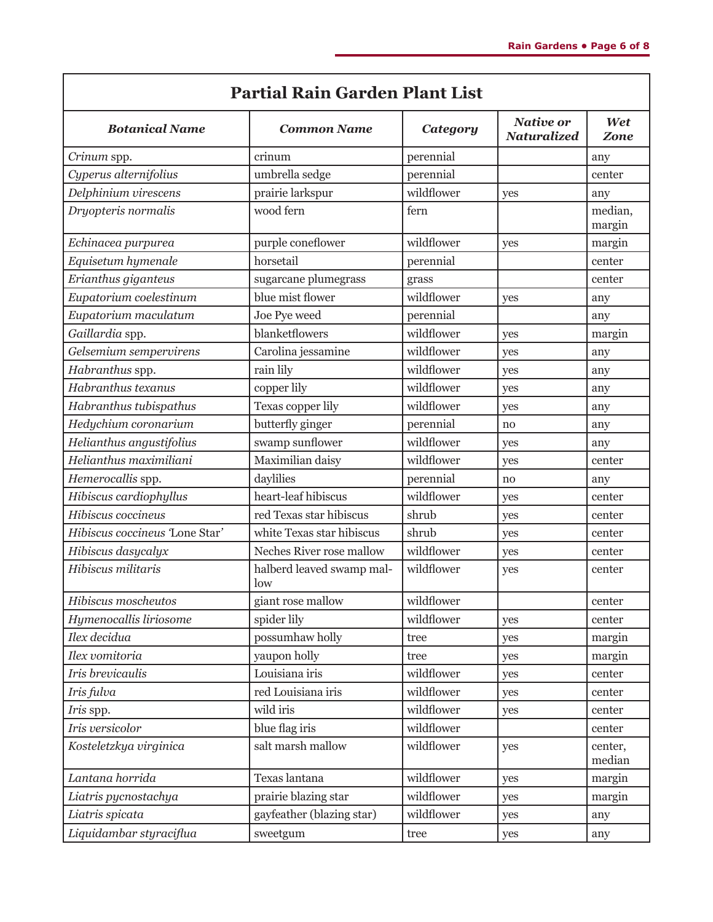## Partial Rain Garden Plant List

| ***Botanical Name*** | ***Common Name*** | ***Category*** | ***Native or Naturalized*** | ***Wet Zone*** |
|---|---|---|---|---|
| *Crinum* spp. | crinum | perennial | | any |
| *Cyperus alternifolius* | umbrella sedge | perennial | | center |
| *Delphinium virescens* | prairie larkspur | wildflower | yes | any |
| *Dryopteris normalis* | wood fern | fern | | median, margin |
| *Echinacea purpurea* | purple coneflower | wildflower | yes | margin |
| *Equisetum hymenale* | horsetail | perennial | | center |
| *Erianthus giganteus* | sugarcane plumegrass | grass | | center |
| *Eupatorium coelestinum* | blue mist flower | wildflower | yes | any |
| *Eupatorium maculatum* | Joe Pye weed | perennial | | any |
| *Gaillardia* spp. | blanketflowers | wildflower | yes | margin |
| *Gelsemium sempervirens* | Carolina jessamine | wildflower | yes | any |
| *Habranthus* spp. | rain lily | wildflower | yes | any |
| *Habranthus texanus* | copper lily | wildflower | yes | any |
| *Habranthus tubispathus* | Texas copper lily | wildflower | yes | any |
| *Hedychium coronarium* | butterfly ginger | perennial | no | any |
| *Helianthus angustifolius* | swamp sunflower | wildflower | yes | any |
| *Helianthus maximiliani* | Maximilian daisy | wildflower | yes | center |
| *Hemerocallis* spp. | daylilies | perennial | no | any |
| *Hibiscus cardiophyllus* | heart-leaf hibiscus | wildflower | yes | center |
| *Hibiscus coccineus* | red Texas star hibiscus | shrub | yes | center |
| *Hibiscus coccineus* 'Lone Star' | white Texas star hibiscus | shrub | yes | center |
| *Hibiscus dasycalyx* | Neches River rose mallow | wildflower | yes | center |
| *Hibiscus militaris* | halberd leaved swamp mallow | wildflower | yes | center |
| *Hibiscus moscheutos* | giant rose mallow | wildflower | | center |
| *Hymenocallis liriosome* | spider lily | wildflower | yes | center |
| *Ilex decidua* | possumhaw holly | tree | yes | margin |
| *Ilex vomitoria* | yaupon holly | tree | yes | margin |
| *Iris brevicaulis* | Louisiana iris | wildflower | yes | center |
| *Iris fulva* | red Louisiana iris | wildflower | yes | center |
| *Iris* spp. | wild iris | wildflower | yes | center |
| *Iris versicolor* | blue flag iris | wildflower | | center |
| *Kosteletzkya virginica* | salt marsh mallow | wildflower | yes | center, median |
| *Lantana horrida* | Texas lantana | wildflower | yes | margin |
| *Liatris pycnostachya* | prairie blazing star | wildflower | yes | margin |
| *Liatris spicata* | gayfeather (blazing star) | wildflower | yes | any |
| *Liquidambar styraciflua* | sweetgum | tree | yes | any |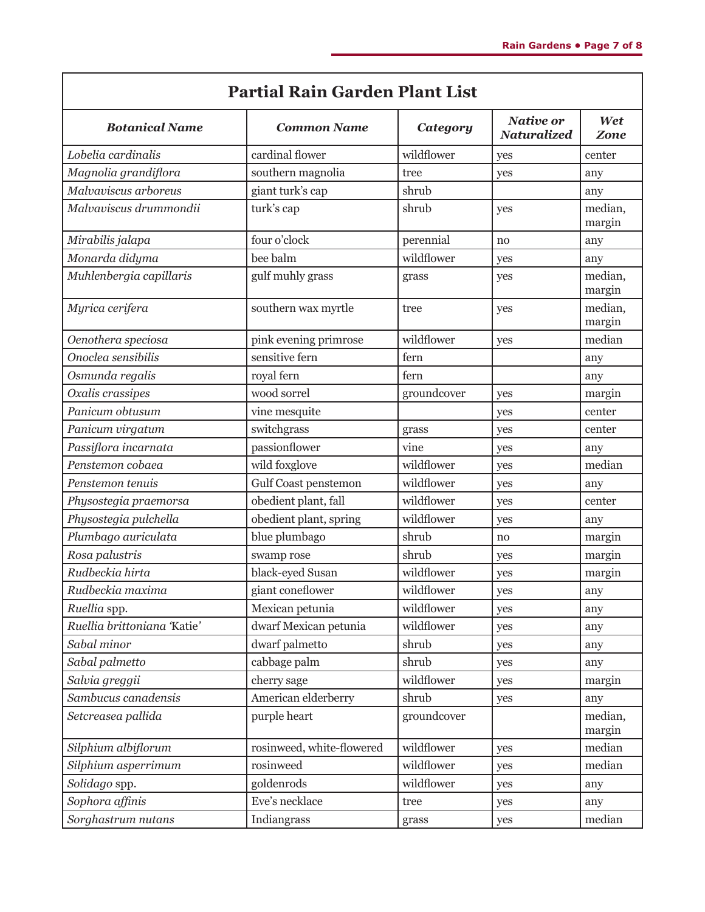## Partial Rain Garden Plant List

| *Botanical Name* | *Common Name* | *Category* | *Native or Naturalized* | *Wet Zone* |
|---|---|---|---|---|
| *Lobelia cardinalis* | cardinal flower | wildflower | yes | center |
| *Magnolia grandiflora* | southern magnolia | tree | yes | any |
| *Malvaviscus arboreus* | giant turk's cap | shrub | | any |
| *Malvaviscus drummondii* | turk's cap | shrub | yes | median, margin |
| *Mirabilis jalapa* | four o'clock | perennial | no | any |
| *Monarda didyma* | bee balm | wildflower | yes | any |
| *Muhlenbergia capillaris* | gulf muhly grass | grass | yes | median, margin |
| *Myrica cerifera* | southern wax myrtle | tree | yes | median, margin |
| *Oenothera speciosa* | pink evening primrose | wildflower | yes | median |
| *Onoclea sensibilis* | sensitive fern | fern | | any |
| *Osmunda regalis* | royal fern | fern | | any |
| *Oxalis crassipes* | wood sorrel | groundcover | yes | margin |
| *Panicum obtusum* | vine mesquite | | yes | center |
| *Panicum virgatum* | switchgrass | grass | yes | center |
| *Passiflora incarnata* | passionflower | vine | yes | any |
| *Penstemon cobaea* | wild foxglove | wildflower | yes | median |
| *Penstemon tenuis* | Gulf Coast penstemon | wildflower | yes | any |
| *Physostegia praemorsa* | obedient plant, fall | wildflower | yes | center |
| *Physostegia pulchella* | obedient plant, spring | wildflower | yes | any |
| *Plumbago auriculata* | blue plumbago | shrub | no | margin |
| *Rosa palustris* | swamp rose | shrub | yes | margin |
| *Rudbeckia hirta* | black-eyed Susan | wildflower | yes | margin |
| *Rudbeckia maxima* | giant coneflower | wildflower | yes | any |
| *Ruellia* spp. | Mexican petunia | wildflower | yes | any |
| *Ruellia brittoniana* 'Katie' | dwarf Mexican petunia | wildflower | yes | any |
| *Sabal minor* | dwarf palmetto | shrub | yes | any |
| *Sabal palmetto* | cabbage palm | shrub | yes | any |
| *Salvia greggii* | cherry sage | wildflower | yes | margin |
| *Sambucus canadensis* | American elderberry | shrub | yes | any |
| *Setcreasea pallida* | purple heart | groundcover | | median, margin |
| *Silphium albiflorum* | rosinweed, white-flowered | wildflower | yes | median |
| *Silphium asperrimum* | rosinweed | wildflower | yes | median |
| *Solidago* spp. | goldenrods | wildflower | yes | any |
| *Sophora affinis* | Eve's necklace | tree | yes | any |
| *Sorghastrum nutans* | Indiangrass | grass | yes | median |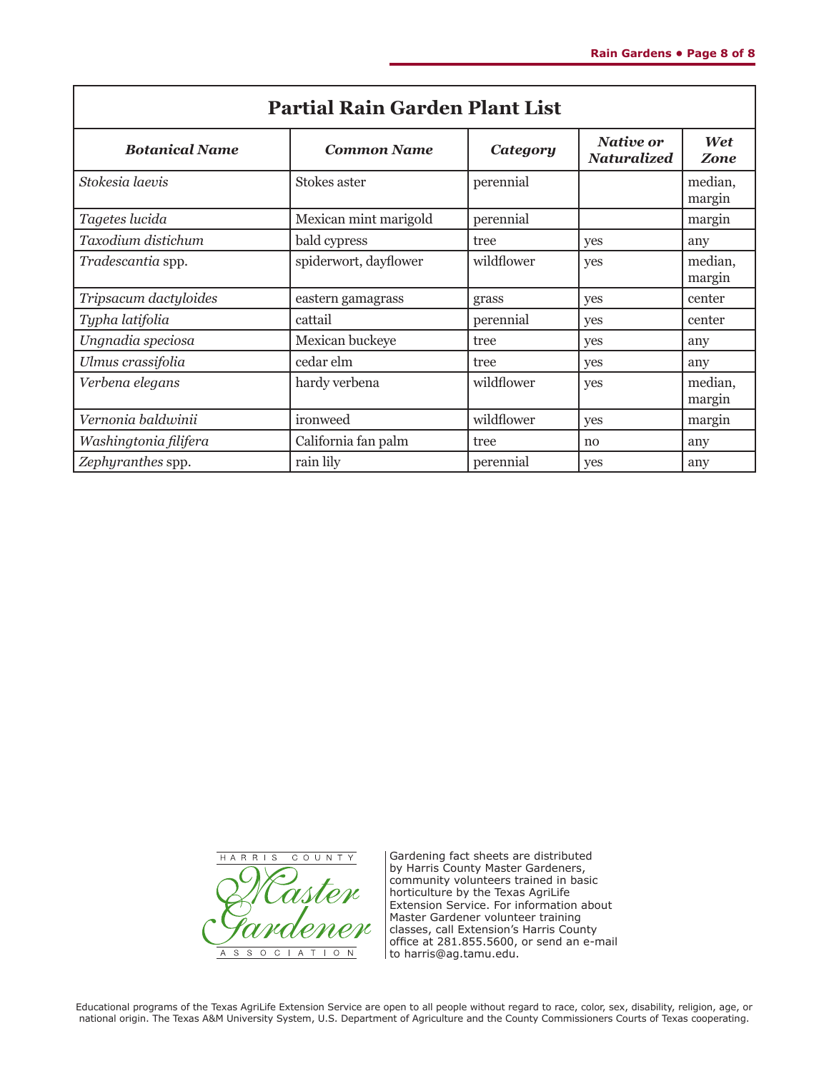## Partial Rain Garden Plant List

| *Botanical Name* | *Common Name* | *Category* | *Native or Naturalized* | *Wet Zone* |
|---|---|---|---|---|
| *Stokesia laevis* | Stokes aster | perennial | | median, margin |
| *Tagetes lucida* | Mexican mint marigold | perennial | | margin |
| *Taxodium distichum* | bald cypress | tree | yes | any |
| *Tradescantia* spp. | spiderwort, dayflower | wildflower | yes | median, margin |
| *Tripsacum dactyloides* | eastern gamagrass | grass | yes | center |
| *Typha latifolia* | cattail | perennial | yes | center |
| *Ungnadia speciosa* | Mexican buckeye | tree | yes | any |
| *Ulmus crassifolia* | cedar elm | tree | yes | any |
| *Verbena elegans* | hardy verbena | wildflower | yes | median, margin |
| *Vernonia baldwinii* | ironweed | wildflower | yes | margin |
| *Washingtonia filifera* | California fan palm | tree | no | any |
| *Zephyranthes* spp. | rain lily | perennial | yes | any |

HARRIS COUNTY Master Gardener ASSOCIATION

Gardening fact sheets are distributed by Harris County Master Gardeners, community volunteers trained in basic horticulture by the Texas AgriLife Extension Service. For information about Master Gardener volunteer training classes, call Extension's Harris County office at 281.855.5600, or send an e-mail to harris@ag.tamu.edu.

Educational programs of the Texas AgriLife Extension Service are open to all people without regard to race, color, sex, disability, religion, age, or national origin. The Texas A&M University System, U.S. Department of Agriculture and the County Commissioners Courts of Texas cooperating.